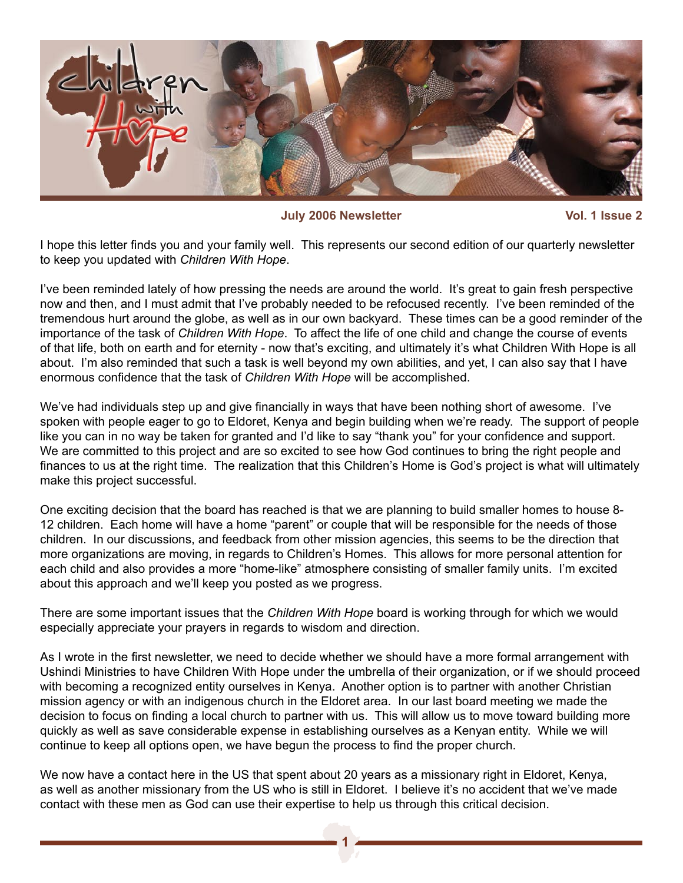# Children with Hope

**July 2006 Newsletter** **Vol. 1 Issue 2**

I hope this letter finds you and your family well. This represents our second edition of our quarterly newsletter to keep you updated with *Children With Hope*.

I've been reminded lately of how pressing the needs are around the world. It's great to gain fresh perspective now and then, and I must admit that I've probably needed to be refocused recently. I've been reminded of the tremendous hurt around the globe, as well as in our own backyard. These times can be a good reminder of the importance of the task of *Children With Hope*. To affect the life of one child and change the course of events of that life, both on earth and for eternity - now that's exciting, and ultimately it's what Children With Hope is all about. I'm also reminded that such a task is well beyond my own abilities, and yet, I can also say that I have enormous confidence that the task of *Children With Hope* will be accomplished.

We've had individuals step up and give financially in ways that have been nothing short of awesome. I've spoken with people eager to go to Eldoret, Kenya and begin building when we're ready. The support of people like you can in no way be taken for granted and I'd like to say "thank you" for your confidence and support. We are committed to this project and are so excited to see how God continues to bring the right people and finances to us at the right time. The realization that this Children's Home is God's project is what will ultimately make this project successful.

One exciting decision that the board has reached is that we are planning to build smaller homes to house 8-12 children. Each home will have a home "parent" or couple that will be responsible for the needs of those children. In our discussions, and feedback from other mission agencies, this seems to be the direction that more organizations are moving, in regards to Children's Homes. This allows for more personal attention for each child and also provides a more "home-like" atmosphere consisting of smaller family units. I'm excited about this approach and we'll keep you posted as we progress.

There are some important issues that the *Children With Hope* board is working through for which we would especially appreciate your prayers in regards to wisdom and direction.

As I wrote in the first newsletter, we need to decide whether we should have a more formal arrangement with Ushindi Ministries to have Children With Hope under the umbrella of their organization, or if we should proceed with becoming a recognized entity ourselves in Kenya. Another option is to partner with another Christian mission agency or with an indigenous church in the Eldoret area. In our last board meeting we made the decision to focus on finding a local church to partner with us. This will allow us to move toward building more quickly as well as save considerable expense in establishing ourselves as a Kenyan entity. While we will continue to keep all options open, we have begun the process to find the proper church.

We now have a contact here in the US that spent about 20 years as a missionary right in Eldoret, Kenya, as well as another missionary from the US who is still in Eldoret. I believe it's no accident that we've made contact with these men as God can use their expertise to help us through this critical decision.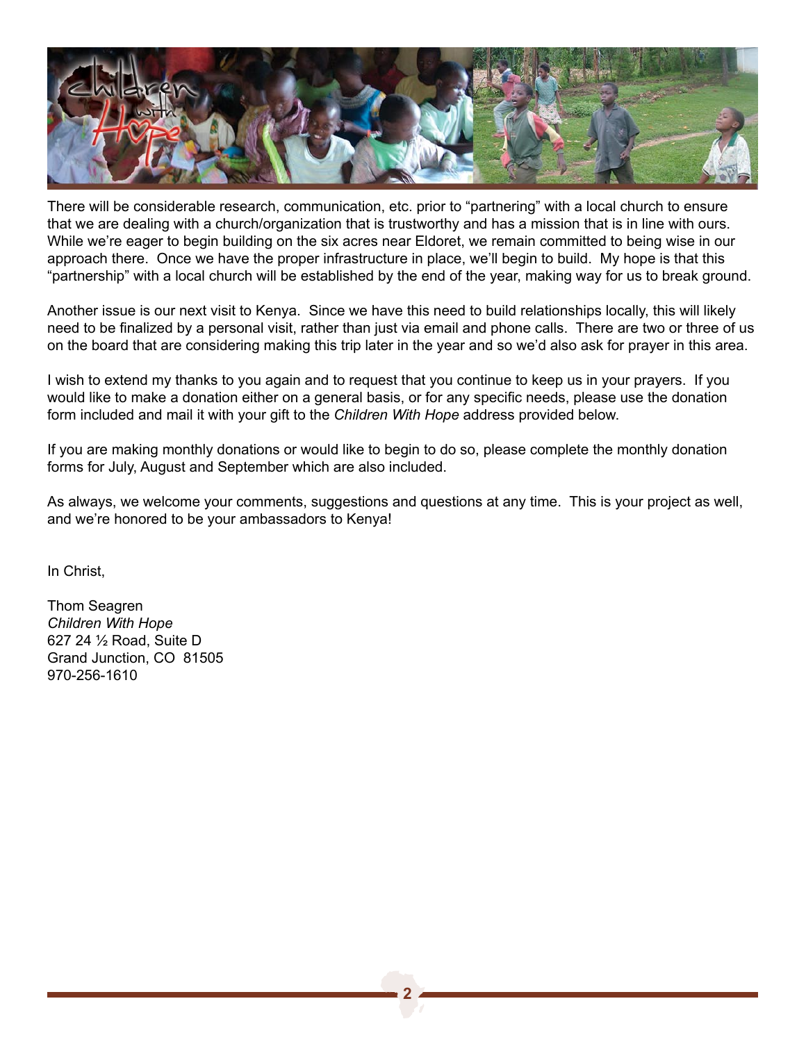There will be considerable research, communication, etc. prior to “partnering” with a local church to ensure that we are dealing with a church/organization that is trustworthy and has a mission that is in line with ours. While we’re eager to begin building on the six acres near Eldoret, we remain committed to being wise in our approach there. Once we have the proper infrastructure in place, we’ll begin to build. My hope is that this “partnership” with a local church will be established by the end of the year, making way for us to break ground.

Another issue is our next visit to Kenya. Since we have this need to build relationships locally, this will likely need to be finalized by a personal visit, rather than just via email and phone calls. There are two or three of us on the board that are considering making this trip later in the year and so we’d also ask for prayer in this area.

I wish to extend my thanks to you again and to request that you continue to keep us in your prayers. If you would like to make a donation either on a general basis, or for any specific needs, please use the donation form included and mail it with your gift to the *Children With Hope* address provided below.

If you are making monthly donations or would like to begin to do so, please complete the monthly donation forms for July, August and September which are also included.

As always, we welcome your comments, suggestions and questions at any time. This is your project as well, and we’re honored to be your ambassadors to Kenya!

In Christ,

Thom Seagren  
*Children With Hope*  
627 24 ½ Road, Suite D  
Grand Junction, CO 81505  
970-256-1610